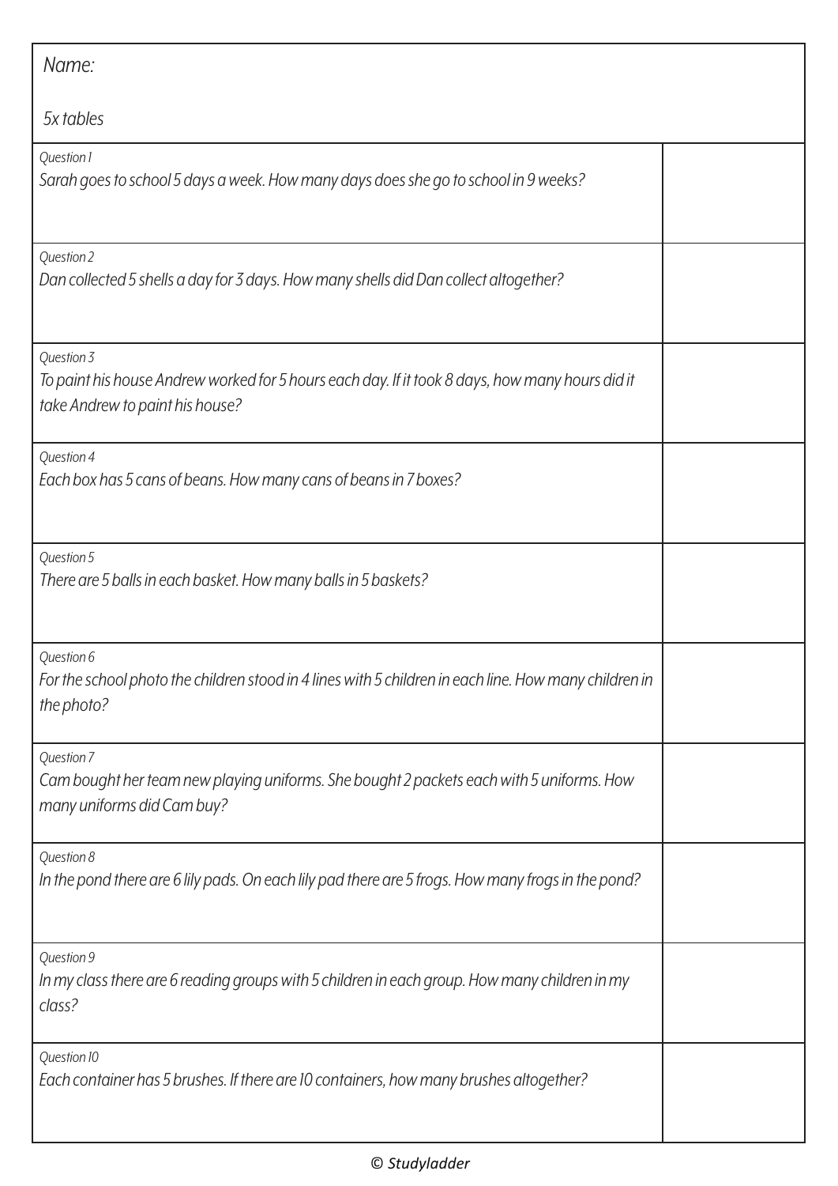Name:

5x tables

| Question | Answer |
| --- | --- |
| Question 1<br>Sarah goes to school 5 days a week. How many days does she go to school in 9 weeks? | |
| Question 2<br>Dan collected 5 shells a day for 3 days. How many shells did Dan collect altogether? | |
| Question 3<br>To paint his house Andrew worked for 5 hours each day. If it took 8 days, how many hours did it take Andrew to paint his house? | |
| Question 4<br>Each box has 5 cans of beans. How many cans of beans in 7 boxes? | |
| Question 5<br>There are 5 balls in each basket. How many balls in 5 baskets? | |
| Question 6<br>For the school photo the children stood in 4 lines with 5 children in each line. How many children in the photo? | |
| Question 7<br>Cam bought her team new playing uniforms. She bought 2 packets each with 5 uniforms. How many uniforms did Cam buy? | |
| Question 8<br>In the pond there are 6 lily pads. On each lily pad there are 5 frogs. How many frogs in the pond? | |
| Question 9<br>In my class there are 6 reading groups with 5 children in each group. How many children in my class? | |
| Question 10<br>Each container has 5 brushes. If there are 10 containers, how many brushes altogether? | |

© Studyladder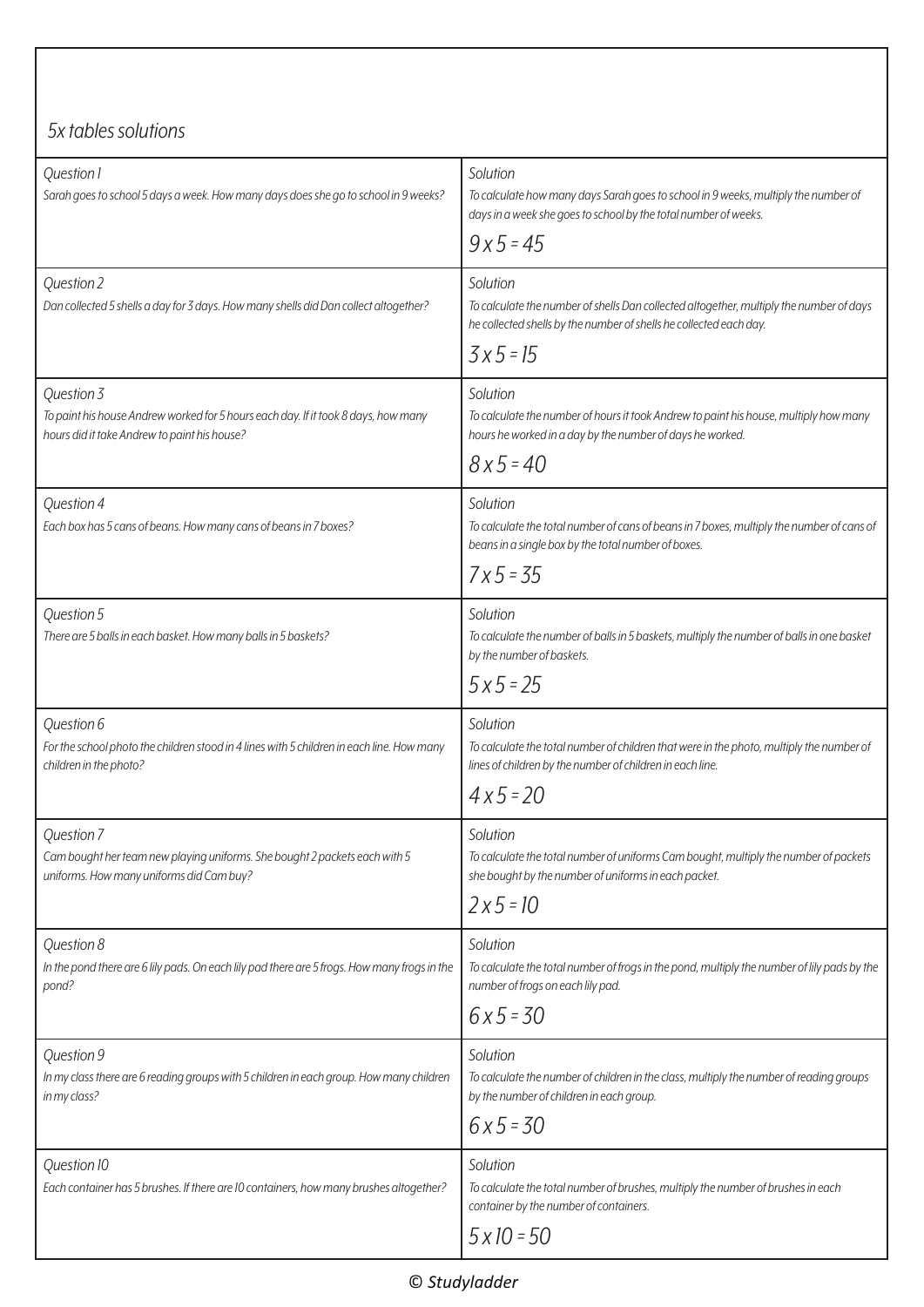## 5x tables solutions

| | |
|---|---|
| Question 1<br>Sarah goes to school 5 days a week. How many days does she go to school in 9 weeks? | Solution<br>To calculate how many days Sarah goes to school in 9 weeks, multiply the number of days in a week she goes to school by the total number of weeks.<br>$9 \times 5 = 45$ |
| Question 2<br>Dan collected 5 shells a day for 3 days. How many shells did Dan collect altogether? | Solution<br>To calculate the number of shells Dan collected altogether, multiply the number of days he collected shells by the number of shells he collected each day.<br>$3 \times 5 = 15$ |
| Question 3<br>To paint his house Andrew worked for 5 hours each day. If it took 8 days, how many hours did it take Andrew to paint his house? | Solution<br>To calculate the number of hours it took Andrew to paint his house, multiply how many hours he worked in a day by the number of days he worked.<br>$8 \times 5 = 40$ |
| Question 4<br>Each box has 5 cans of beans. How many cans of beans in 7 boxes? | Solution<br>To calculate the total number of cans of beans in 7 boxes, multiply the number of cans of beans in a single box by the total number of boxes.<br>$7 \times 5 = 35$ |
| Question 5<br>There are 5 balls in each basket. How many balls in 5 baskets? | Solution<br>To calculate the number of balls in 5 baskets, multiply the number of balls in one basket by the number of baskets.<br>$5 \times 5 = 25$ |
| Question 6<br>For the school photo the children stood in 4 lines with 5 children in each line. How many children in the photo? | Solution<br>To calculate the total number of children that were in the photo, multiply the number of lines of children by the number of children in each line.<br>$4 \times 5 = 20$ |
| Question 7<br>Cam bought her team new playing uniforms. She bought 2 packets each with 5 uniforms. How many uniforms did Cam buy? | Solution<br>To calculate the total number of uniforms Cam bought, multiply the number of packets she bought by the number of uniforms in each packet.<br>$2 \times 5 = 10$ |
| Question 8<br>In the pond there are 6 lily pads. On each lily pad there are 5 frogs. How many frogs in the pond? | Solution<br>To calculate the total number of frogs in the pond, multiply the number of lily pads by the number of frogs on each lily pad.<br>$6 \times 5 = 30$ |
| Question 9<br>In my class there are 6 reading groups with 5 children in each group. How many children in my class? | Solution<br>To calculate the number of children in the class, multiply the number of reading groups by the number of children in each group.<br>$6 \times 5 = 30$ |
| Question 10<br>Each container has 5 brushes. If there are 10 containers, how many brushes altogether? | Solution<br>To calculate the total number of brushes, multiply the number of brushes in each container by the number of containers.<br>$5 \times 10 = 50$ |

© Studyladder